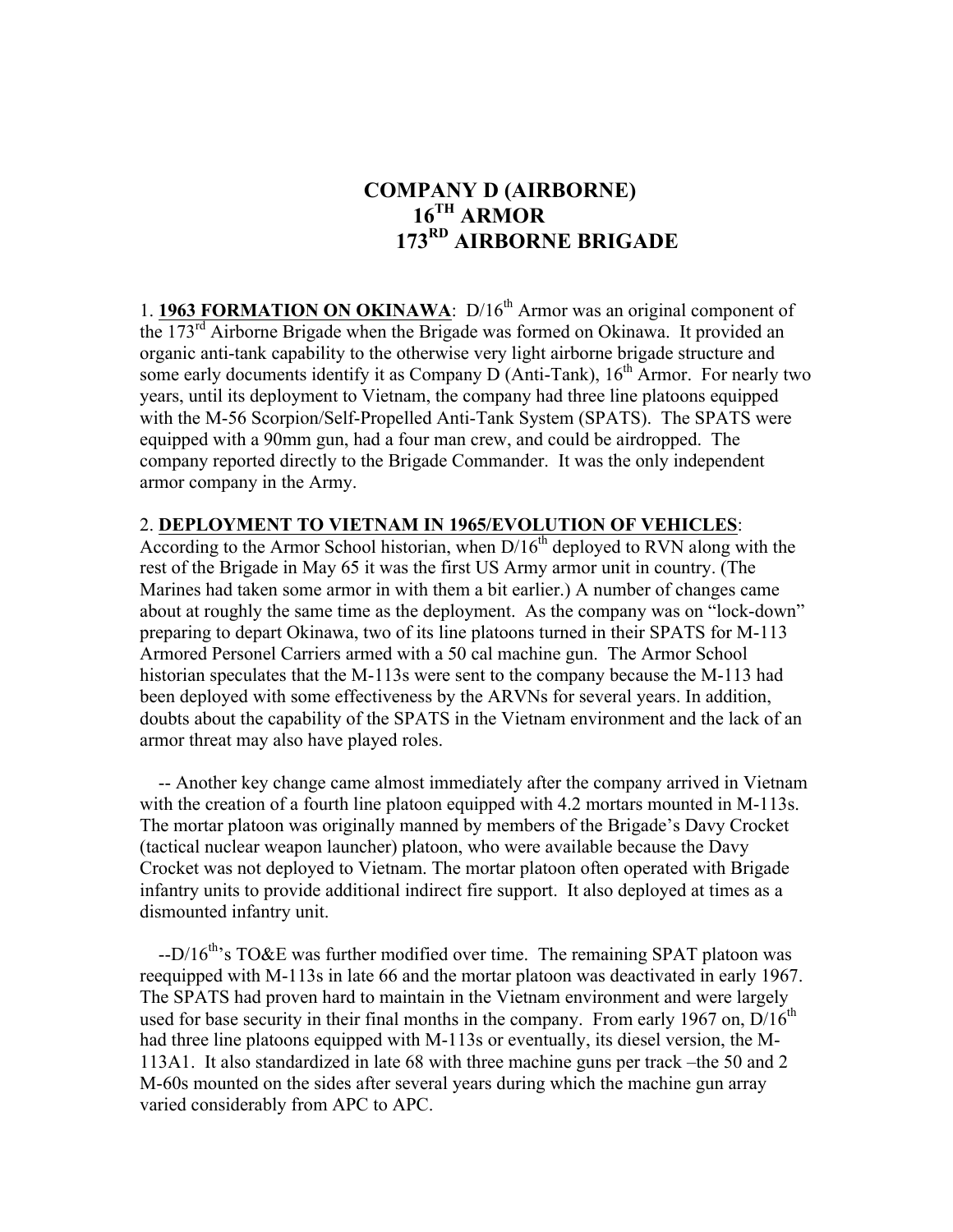# COMPANY D (AIRBORNE)
# 16TH ARMOR
# 173RD AIRBORNE BRIGADE

1. **<u>1963 FORMATION ON OKINAWA</u>**: D/16th Armor was an original component of the 173rd Airborne Brigade when the Brigade was formed on Okinawa. It provided an organic anti-tank capability to the otherwise very light airborne brigade structure and some early documents identify it as Company D (Anti-Tank), 16th Armor. For nearly two years, until its deployment to Vietnam, the company had three line platoons equipped with the M-56 Scorpion/Self-Propelled Anti-Tank System (SPATS). The SPATS were equipped with a 90mm gun, had a four man crew, and could be airdropped. The company reported directly to the Brigade Commander. It was the only independent armor company in the Army.

2. **<u>DEPLOYMENT TO VIETNAM IN 1965/EVOLUTION OF VEHICLES</u>**: According to the Armor School historian, when D/16th deployed to RVN along with the rest of the Brigade in May 65 it was the first US Army armor unit in country. (The Marines had taken some armor in with them a bit earlier.) A number of changes came about at roughly the same time as the deployment. As the company was on "lock-down" preparing to depart Okinawa, two of its line platoons turned in their SPATS for M-113 Armored Personel Carriers armed with a 50 cal machine gun. The Armor School historian speculates that the M-113s were sent to the company because the M-113 had been deployed with some effectiveness by the ARVNs for several years. In addition, doubts about the capability of the SPATS in the Vietnam environment and the lack of an armor threat may also have played roles.

-- Another key change came almost immediately after the company arrived in Vietnam with the creation of a fourth line platoon equipped with 4.2 mortars mounted in M-113s. The mortar platoon was originally manned by members of the Brigade's Davy Crocket (tactical nuclear weapon launcher) platoon, who were available because the Davy Crocket was not deployed to Vietnam. The mortar platoon often operated with Brigade infantry units to provide additional indirect fire support. It also deployed at times as a dismounted infantry unit.

--D/16th's TO&E was further modified over time. The remaining SPAT platoon was reequipped with M-113s in late 66 and the mortar platoon was deactivated in early 1967. The SPATS had proven hard to maintain in the Vietnam environment and were largely used for base security in their final months in the company. From early 1967 on, D/16th had three line platoons equipped with M-113s or eventually, its diesel version, the M-113A1. It also standardized in late 68 with three machine guns per track –the 50 and 2 M-60s mounted on the sides after several years during which the machine gun array varied considerably from APC to APC.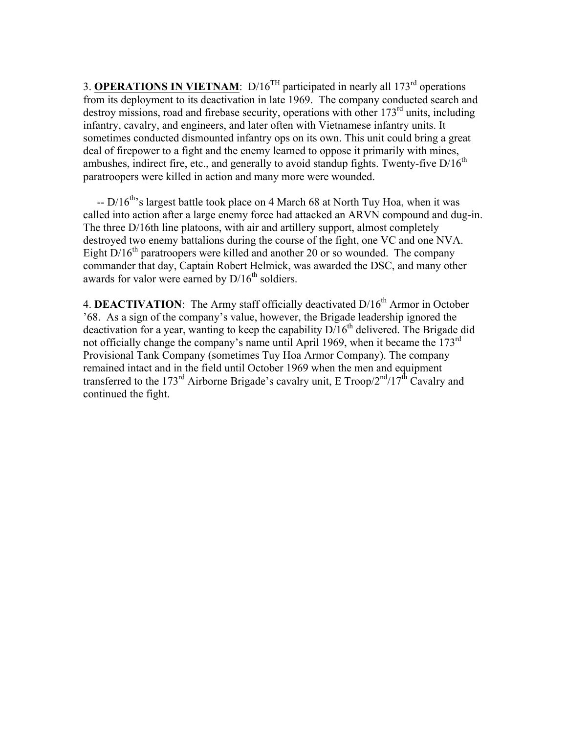3. **OPERATIONS IN VIETNAM**: D/16TH participated in nearly all 173rd operations from its deployment to its deactivation in late 1969. The company conducted search and destroy missions, road and firebase security, operations with other 173rd units, including infantry, cavalry, and engineers, and later often with Vietnamese infantry units. It sometimes conducted dismounted infantry ops on its own. This unit could bring a great deal of firepower to a fight and the enemy learned to oppose it primarily with mines, ambushes, indirect fire, etc., and generally to avoid standup fights. Twenty-five D/16th paratroopers were killed in action and many more were wounded.

-- D/16th's largest battle took place on 4 March 68 at North Tuy Hoa, when it was called into action after a large enemy force had attacked an ARVN compound and dug-in. The three D/16th line platoons, with air and artillery support, almost completely destroyed two enemy battalions during the course of the fight, one VC and one NVA. Eight D/16th paratroopers were killed and another 20 or so wounded. The company commander that day, Captain Robert Helmick, was awarded the DSC, and many other awards for valor were earned by D/16th soldiers.

4. **DEACTIVATION**: The Army staff officially deactivated D/16th Armor in October '68. As a sign of the company's value, however, the Brigade leadership ignored the deactivation for a year, wanting to keep the capability D/16th delivered. The Brigade did not officially change the company's name until April 1969, when it became the 173rd Provisional Tank Company (sometimes Tuy Hoa Armor Company). The company remained intact and in the field until October 1969 when the men and equipment transferred to the 173rd Airborne Brigade's cavalry unit, E Troop/2nd/17th Cavalry and continued the fight.